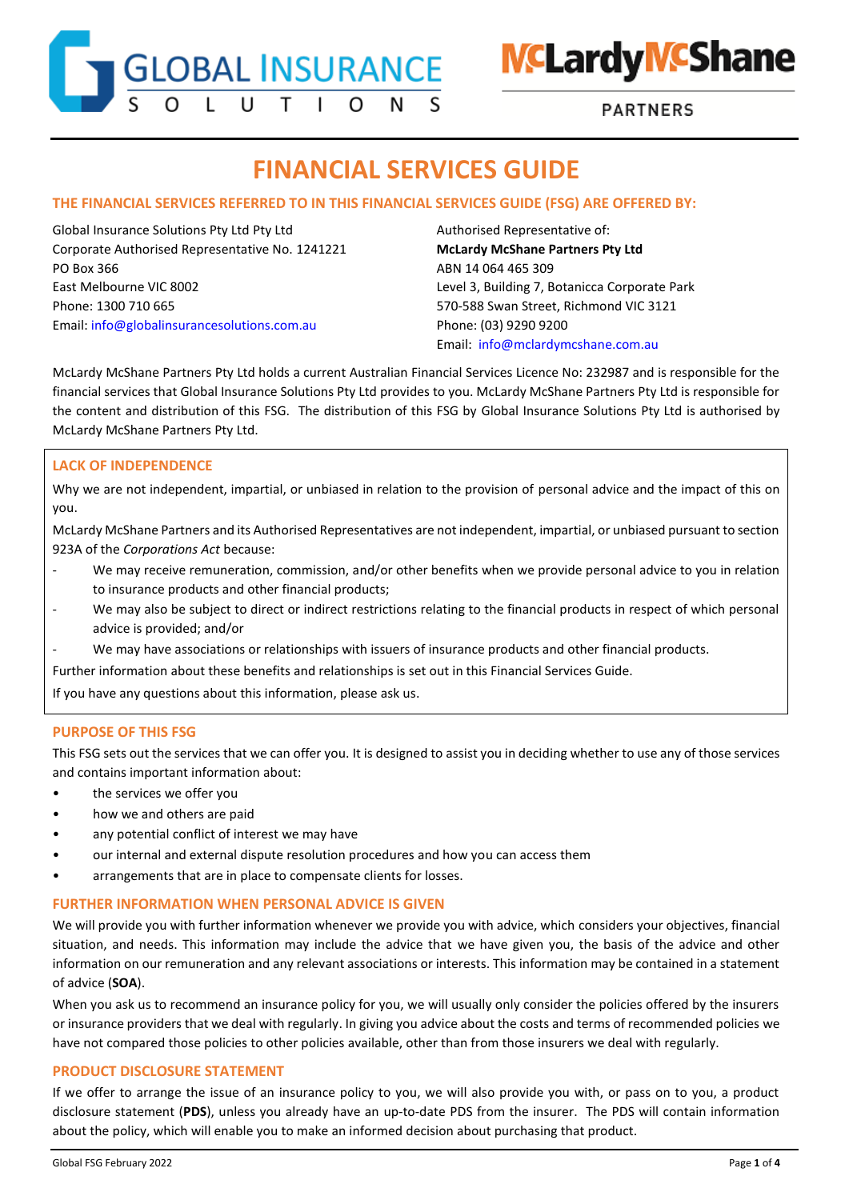# FINANCIAL SERVICES GUIDE

## THE FINANCIAL SERVICES REFERRED TO IN THIS FINANCIAL SERVICES GUIDE (FSG) ARE OFFERED BY:

Global Insurance Solutions Pty Ltd Pty Ltd
Corporate Authorised Representative No. 1241221
PO Box 366
East Melbourne VIC 8002
Phone: 1300 710 665
Email: info@globalinsurancesolutions.com.au

Authorised Representative of:
**McLardy McShane Partners Pty Ltd**
ABN 14 064 465 309
Level 3, Building 7, Botanicca Corporate Park
570-588 Swan Street, Richmond VIC 3121
Phone: (03) 9290 9200
Email: info@mclardymcshane.com.au

McLardy McShane Partners Pty Ltd holds a current Australian Financial Services Licence No: 232987 and is responsible for the financial services that Global Insurance Solutions Pty Ltd provides to you. McLardy McShane Partners Pty Ltd is responsible for the content and distribution of this FSG. The distribution of this FSG by Global Insurance Solutions Pty Ltd is authorised by McLardy McShane Partners Pty Ltd.

## LACK OF INDEPENDENCE

Why we are not independent, impartial, or unbiased in relation to the provision of personal advice and the impact of this on you.

McLardy McShane Partners and its Authorised Representatives are not independent, impartial, or unbiased pursuant to section 923A of the *Corporations Act* because:

- We may receive remuneration, commission, and/or other benefits when we provide personal advice to you in relation to insurance products and other financial products;
- We may also be subject to direct or indirect restrictions relating to the financial products in respect of which personal advice is provided; and/or
- We may have associations or relationships with issuers of insurance products and other financial products.

Further information about these benefits and relationships is set out in this Financial Services Guide.

If you have any questions about this information, please ask us.

## PURPOSE OF THIS FSG

This FSG sets out the services that we can offer you. It is designed to assist you in deciding whether to use any of those services and contains important information about:

- the services we offer you
- how we and others are paid
- any potential conflict of interest we may have
- our internal and external dispute resolution procedures and how you can access them
- arrangements that are in place to compensate clients for losses.

## FURTHER INFORMATION WHEN PERSONAL ADVICE IS GIVEN

We will provide you with further information whenever we provide you with advice, which considers your objectives, financial situation, and needs. This information may include the advice that we have given you, the basis of the advice and other information on our remuneration and any relevant associations or interests. This information may be contained in a statement of advice (**SOA**).

When you ask us to recommend an insurance policy for you, we will usually only consider the policies offered by the insurers or insurance providers that we deal with regularly. In giving you advice about the costs and terms of recommended policies we have not compared those policies to other policies available, other than from those insurers we deal with regularly.

## PRODUCT DISCLOSURE STATEMENT

If we offer to arrange the issue of an insurance policy to you, we will also provide you with, or pass on to you, a product disclosure statement (**PDS**), unless you already have an up-to-date PDS from the insurer. The PDS will contain information about the policy, which will enable you to make an informed decision about purchasing that product.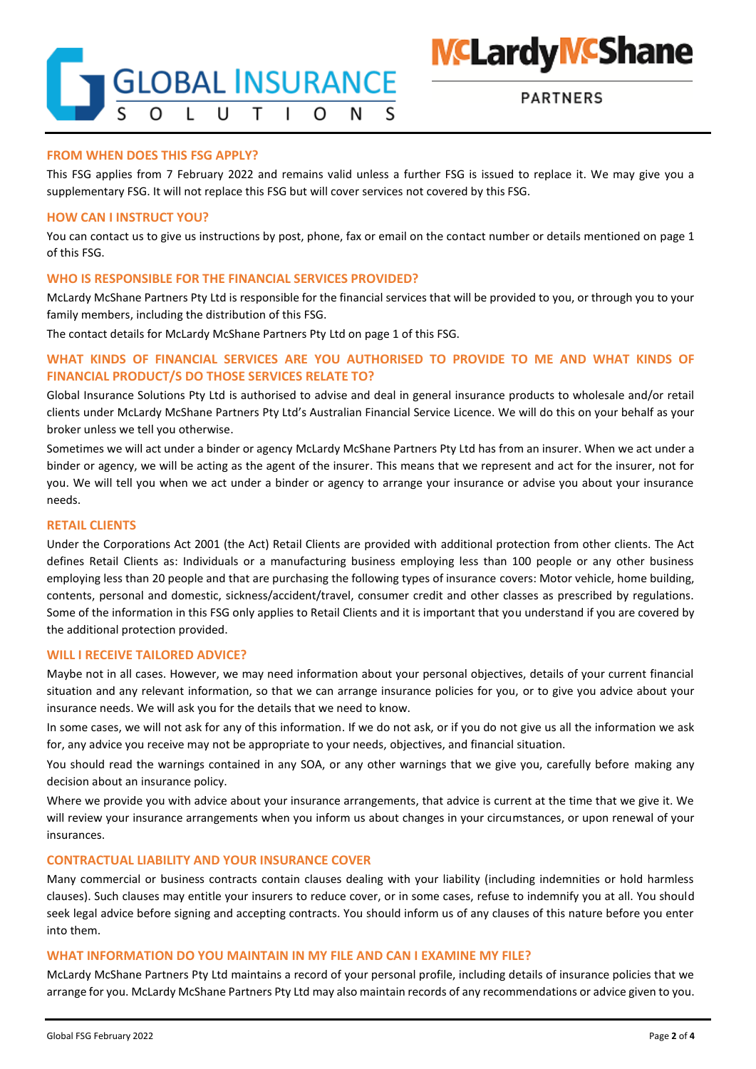## FROM WHEN DOES THIS FSG APPLY?

This FSG applies from 7 February 2022 and remains valid unless a further FSG is issued to replace it. We may give you a supplementary FSG. It will not replace this FSG but will cover services not covered by this FSG.

## HOW CAN I INSTRUCT YOU?

You can contact us to give us instructions by post, phone, fax or email on the contact number or details mentioned on page 1 of this FSG.

## WHO IS RESPONSIBLE FOR THE FINANCIAL SERVICES PROVIDED?

McLardy McShane Partners Pty Ltd is responsible for the financial services that will be provided to you, or through you to your family members, including the distribution of this FSG.

The contact details for McLardy McShane Partners Pty Ltd on page 1 of this FSG.

## WHAT KINDS OF FINANCIAL SERVICES ARE YOU AUTHORISED TO PROVIDE TO ME AND WHAT KINDS OF FINANCIAL PRODUCT/S DO THOSE SERVICES RELATE TO?

Global Insurance Solutions Pty Ltd is authorised to advise and deal in general insurance products to wholesale and/or retail clients under McLardy McShane Partners Pty Ltd's Australian Financial Service Licence. We will do this on your behalf as your broker unless we tell you otherwise.

Sometimes we will act under a binder or agency McLardy McShane Partners Pty Ltd has from an insurer. When we act under a binder or agency, we will be acting as the agent of the insurer. This means that we represent and act for the insurer, not for you. We will tell you when we act under a binder or agency to arrange your insurance or advise you about your insurance needs.

## RETAIL CLIENTS

Under the Corporations Act 2001 (the Act) Retail Clients are provided with additional protection from other clients. The Act defines Retail Clients as: Individuals or a manufacturing business employing less than 100 people or any other business employing less than 20 people and that are purchasing the following types of insurance covers: Motor vehicle, home building, contents, personal and domestic, sickness/accident/travel, consumer credit and other classes as prescribed by regulations. Some of the information in this FSG only applies to Retail Clients and it is important that you understand if you are covered by the additional protection provided.

## WILL I RECEIVE TAILORED ADVICE?

Maybe not in all cases. However, we may need information about your personal objectives, details of your current financial situation and any relevant information, so that we can arrange insurance policies for you, or to give you advice about your insurance needs. We will ask you for the details that we need to know.

In some cases, we will not ask for any of this information. If we do not ask, or if you do not give us all the information we ask for, any advice you receive may not be appropriate to your needs, objectives, and financial situation.

You should read the warnings contained in any SOA, or any other warnings that we give you, carefully before making any decision about an insurance policy.

Where we provide you with advice about your insurance arrangements, that advice is current at the time that we give it. We will review your insurance arrangements when you inform us about changes in your circumstances, or upon renewal of your insurances.

## CONTRACTUAL LIABILITY AND YOUR INSURANCE COVER

Many commercial or business contracts contain clauses dealing with your liability (including indemnities or hold harmless clauses). Such clauses may entitle your insurers to reduce cover, or in some cases, refuse to indemnify you at all. You should seek legal advice before signing and accepting contracts. You should inform us of any clauses of this nature before you enter into them.

## WHAT INFORMATION DO YOU MAINTAIN IN MY FILE AND CAN I EXAMINE MY FILE?

McLardy McShane Partners Pty Ltd maintains a record of your personal profile, including details of insurance policies that we arrange for you. McLardy McShane Partners Pty Ltd may also maintain records of any recommendations or advice given to you.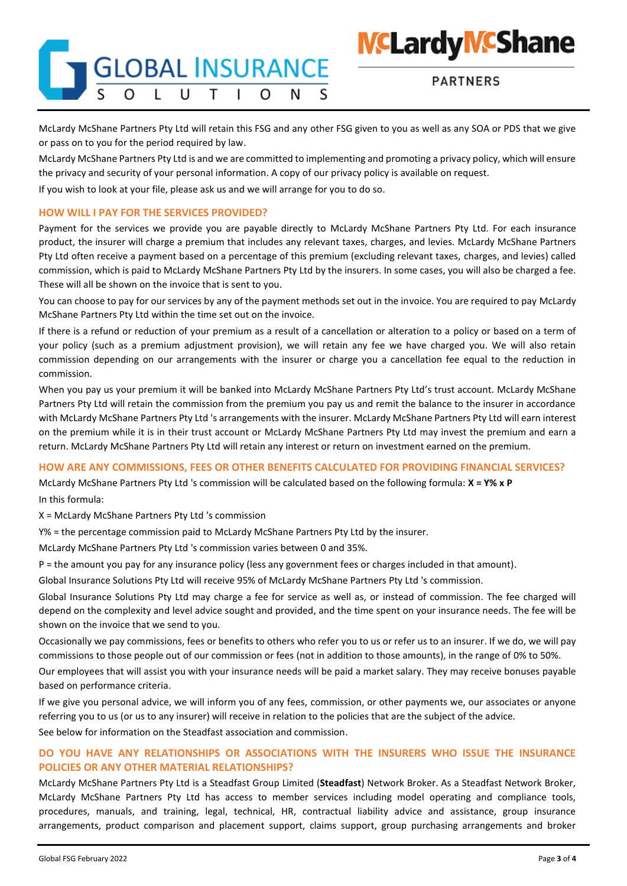McLardy McShane Partners Pty Ltd will retain this FSG and any other FSG given to you as well as any SOA or PDS that we give or pass on to you for the period required by law.

McLardy McShane Partners Pty Ltd is and we are committed to implementing and promoting a privacy policy, which will ensure the privacy and security of your personal information. A copy of our privacy policy is available on request.

If you wish to look at your file, please ask us and we will arrange for you to do so.

## HOW WILL I PAY FOR THE SERVICES PROVIDED?

Payment for the services we provide you are payable directly to McLardy McShane Partners Pty Ltd. For each insurance product, the insurer will charge a premium that includes any relevant taxes, charges, and levies. McLardy McShane Partners Pty Ltd often receive a payment based on a percentage of this premium (excluding relevant taxes, charges, and levies) called commission, which is paid to McLardy McShane Partners Pty Ltd by the insurers. In some cases, you will also be charged a fee. These will all be shown on the invoice that is sent to you.

You can choose to pay for our services by any of the payment methods set out in the invoice. You are required to pay McLardy McShane Partners Pty Ltd within the time set out on the invoice.

If there is a refund or reduction of your premium as a result of a cancellation or alteration to a policy or based on a term of your policy (such as a premium adjustment provision), we will retain any fee we have charged you. We will also retain commission depending on our arrangements with the insurer or charge you a cancellation fee equal to the reduction in commission.

When you pay us your premium it will be banked into McLardy McShane Partners Pty Ltd's trust account. McLardy McShane Partners Pty Ltd will retain the commission from the premium you pay us and remit the balance to the insurer in accordance with McLardy McShane Partners Pty Ltd 's arrangements with the insurer. McLardy McShane Partners Pty Ltd will earn interest on the premium while it is in their trust account or McLardy McShane Partners Pty Ltd may invest the premium and earn a return. McLardy McShane Partners Pty Ltd will retain any interest or return on investment earned on the premium.

## HOW ARE ANY COMMISSIONS, FEES OR OTHER BENEFITS CALCULATED FOR PROVIDING FINANCIAL SERVICES?

McLardy McShane Partners Pty Ltd 's commission will be calculated based on the following formula: **X = Y% x P**

In this formula:

X = McLardy McShane Partners Pty Ltd 's commission

Y% = the percentage commission paid to McLardy McShane Partners Pty Ltd by the insurer.

McLardy McShane Partners Pty Ltd 's commission varies between 0 and 35%.

P = the amount you pay for any insurance policy (less any government fees or charges included in that amount).

Global Insurance Solutions Pty Ltd will receive 95% of McLardy McShane Partners Pty Ltd 's commission.

Global Insurance Solutions Pty Ltd may charge a fee for service as well as, or instead of commission. The fee charged will depend on the complexity and level advice sought and provided, and the time spent on your insurance needs. The fee will be shown on the invoice that we send to you.

Occasionally we pay commissions, fees or benefits to others who refer you to us or refer us to an insurer. If we do, we will pay commissions to those people out of our commission or fees (not in addition to those amounts), in the range of 0% to 50%.

Our employees that will assist you with your insurance needs will be paid a market salary. They may receive bonuses payable based on performance criteria.

If we give you personal advice, we will inform you of any fees, commission, or other payments we, our associates or anyone referring you to us (or us to any insurer) will receive in relation to the policies that are the subject of the advice.

See below for information on the Steadfast association and commission.

## DO YOU HAVE ANY RELATIONSHIPS OR ASSOCIATIONS WITH THE INSURERS WHO ISSUE THE INSURANCE POLICIES OR ANY OTHER MATERIAL RELATIONSHIPS?

McLardy McShane Partners Pty Ltd is a Steadfast Group Limited (**Steadfast**) Network Broker. As a Steadfast Network Broker, McLardy McShane Partners Pty Ltd has access to member services including model operating and compliance tools, procedures, manuals, and training, legal, technical, HR, contractual liability advice and assistance, group insurance arrangements, product comparison and placement support, claims support, group purchasing arrangements and broker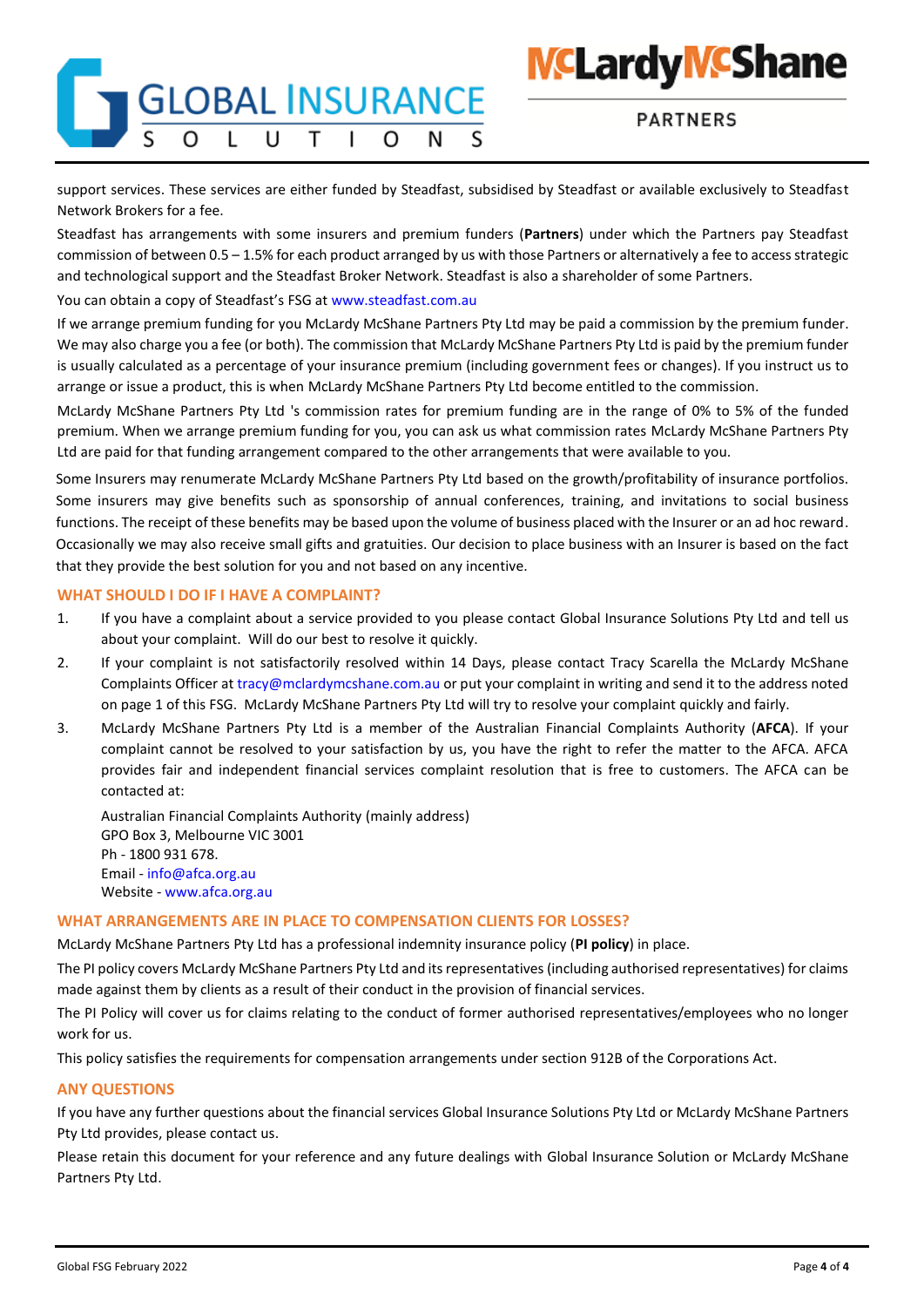support services. These services are either funded by Steadfast, subsidised by Steadfast or available exclusively to Steadfast Network Brokers for a fee.

Steadfast has arrangements with some insurers and premium funders (**Partners**) under which the Partners pay Steadfast commission of between 0.5 – 1.5% for each product arranged by us with those Partners or alternatively a fee to access strategic and technological support and the Steadfast Broker Network. Steadfast is also a shareholder of some Partners.

You can obtain a copy of Steadfast's FSG at www.steadfast.com.au

If we arrange premium funding for you McLardy McShane Partners Pty Ltd may be paid a commission by the premium funder. We may also charge you a fee (or both). The commission that McLardy McShane Partners Pty Ltd is paid by the premium funder is usually calculated as a percentage of your insurance premium (including government fees or changes). If you instruct us to arrange or issue a product, this is when McLardy McShane Partners Pty Ltd become entitled to the commission.

McLardy McShane Partners Pty Ltd 's commission rates for premium funding are in the range of 0% to 5% of the funded premium. When we arrange premium funding for you, you can ask us what commission rates McLardy McShane Partners Pty Ltd are paid for that funding arrangement compared to the other arrangements that were available to you.

Some Insurers may renumerate McLardy McShane Partners Pty Ltd based on the growth/profitability of insurance portfolios. Some insurers may give benefits such as sponsorship of annual conferences, training, and invitations to social business functions. The receipt of these benefits may be based upon the volume of business placed with the Insurer or an ad hoc reward. Occasionally we may also receive small gifts and gratuities. Our decision to place business with an Insurer is based on the fact that they provide the best solution for you and not based on any incentive.

## WHAT SHOULD I DO IF I HAVE A COMPLAINT?

1. If you have a complaint about a service provided to you please contact Global Insurance Solutions Pty Ltd and tell us about your complaint. Will do our best to resolve it quickly.
2. If your complaint is not satisfactorily resolved within 14 Days, please contact Tracy Scarella the McLardy McShane Complaints Officer at tracy@mclardymcshane.com.au or put your complaint in writing and send it to the address noted on page 1 of this FSG. McLardy McShane Partners Pty Ltd will try to resolve your complaint quickly and fairly.
3. McLardy McShane Partners Pty Ltd is a member of the Australian Financial Complaints Authority (**AFCA**). If your complaint cannot be resolved to your satisfaction by us, you have the right to refer the matter to the AFCA. AFCA provides fair and independent financial services complaint resolution that is free to customers. The AFCA can be contacted at:

   Australian Financial Complaints Authority (mainly address)
   GPO Box 3, Melbourne VIC 3001
   Ph - 1800 931 678.
   Email - info@afca.org.au
   Website - www.afca.org.au

## WHAT ARRANGEMENTS ARE IN PLACE TO COMPENSATION CLIENTS FOR LOSSES?

McLardy McShane Partners Pty Ltd has a professional indemnity insurance policy (**PI policy**) in place.

The PI policy covers McLardy McShane Partners Pty Ltd and its representatives (including authorised representatives) for claims made against them by clients as a result of their conduct in the provision of financial services.

The PI Policy will cover us for claims relating to the conduct of former authorised representatives/employees who no longer work for us.

This policy satisfies the requirements for compensation arrangements under section 912B of the Corporations Act.

## ANY QUESTIONS

If you have any further questions about the financial services Global Insurance Solutions Pty Ltd or McLardy McShane Partners Pty Ltd provides, please contact us.

Please retain this document for your reference and any future dealings with Global Insurance Solution or McLardy McShane Partners Pty Ltd.